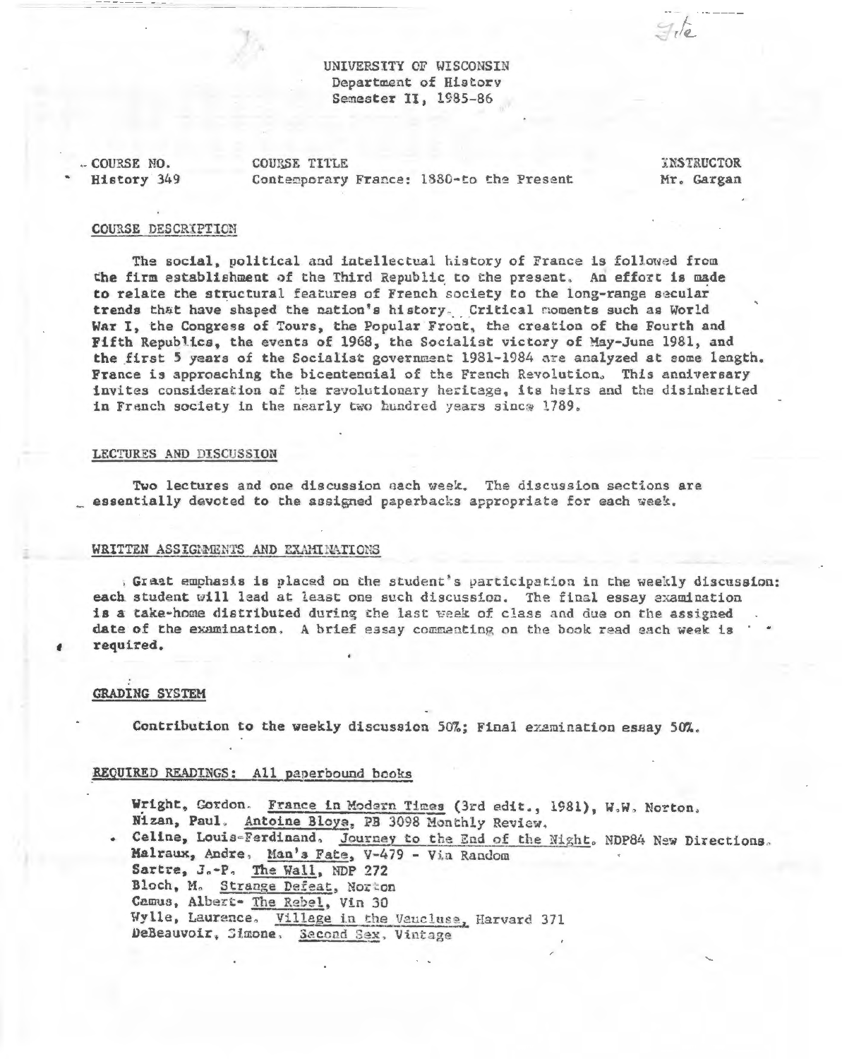UNIVERSITY OF WISCONSIN
Department of History
Semester II, 1985-86

| COURSE NO. | COURSE TITLE | INSTRUCTOR |
|---|---|---|
| History 349 | Contemporary France: 1880-to the Present | Mr. Gargan |

## COURSE DESCRIPTION

The social, political and intellectual history of France is followed from the firm establishment of the Third Republic to the present. An effort is made to relate the structural features of French society to the long-range secular trends that have shaped the nation's history. Critical moments such as World War I, the Congress of Tours, the Popular Front, the creation of the Fourth and Fifth Republics, the events of 1968, the Socialist victory of May-June 1981, and the first 5 years of the Socialist government 1981-1984 are analyzed at some length. France is approaching the bicentennial of the French Revolution. This anniversary invites consideration of the revolutionary heritage, its heirs and the disinherited in French society in the nearly two hundred years since 1789.

## LECTURES AND DISCUSSION

Two lectures and one discussion each week. The discussion sections are essentially devoted to the assigned paperbacks appropriate for each week.

## WRITTEN ASSIGNMENTS AND EXAMINATIONS

Great emphasis is placed on the student's participation in the weekly discussion: each student will lead at least one such discussion. The final essay examination is a take-home distributed during the last week of class and due on the assigned date of the examination. A brief essay commenting on the book read each week is required.

## GRADING SYSTEM

Contribution to the weekly discussion 50%; Final examination essay 50%.

## REQUIRED READINGS: All paperbound books

Wright, Gordon. France in Modern Times (3rd edit., 1981), W.W. Norton.
Nizan, Paul. Antoine Bloye, PB 3098 Monthly Review.
Celine, Louis-Ferdinand. Journey to the End of the Night. NDP84 New Directions.
Malraux, Andre. Man's Fate, V-479 - Via Random
Sartre, J.-P. The Wall, NDP 272
Bloch, M. Strange Defeat, Norton
Camus, Albert- The Rebel, Vin 30
Wylie, Laurence. Village in the Vaucluse, Harvard 371
DeBeauvoir, Simone. Second Sex, Vintage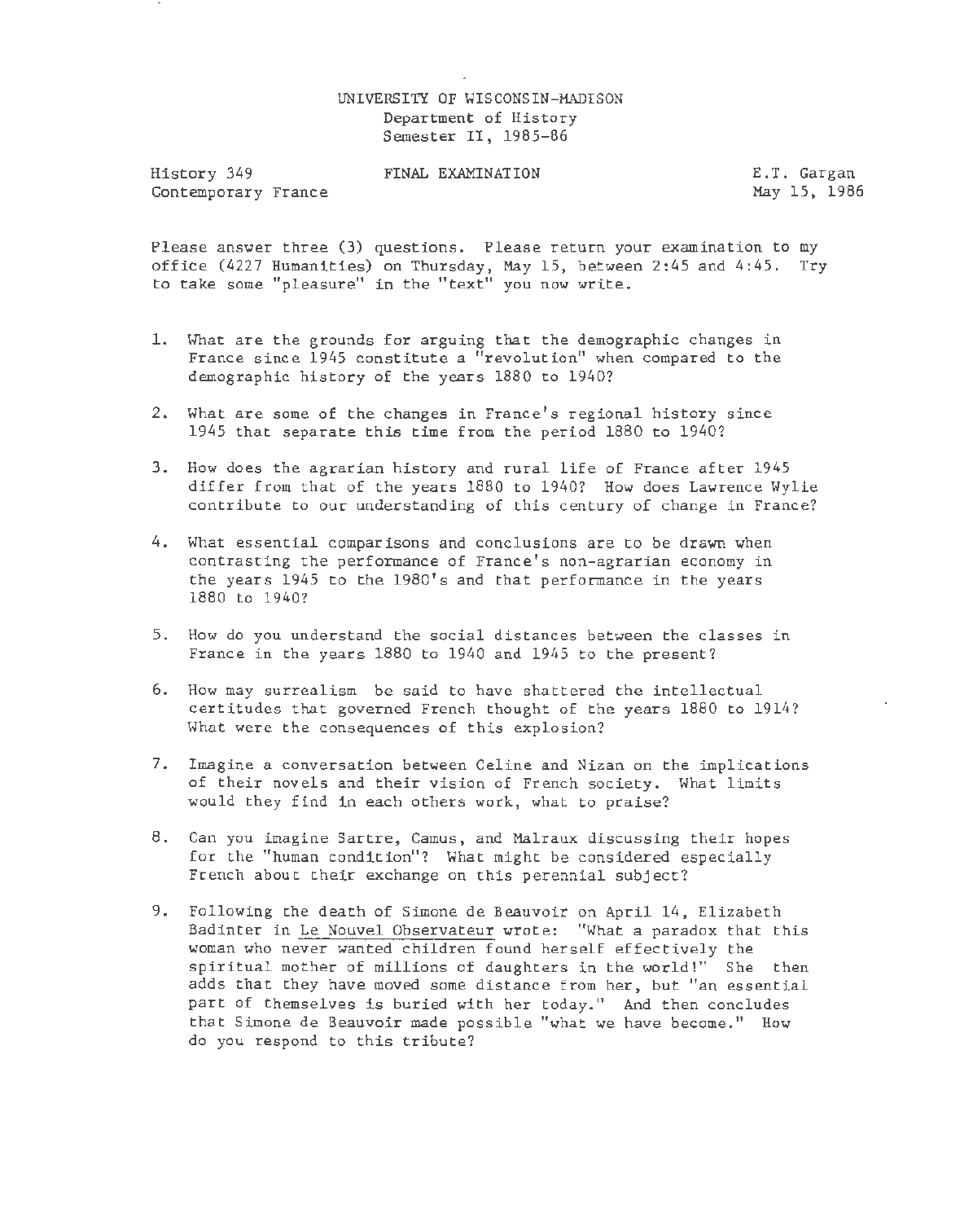UNIVERSITY OF WISCONSIN-MADISON
Department of History
Semester II, 1985-86

History 349
Contemporary France

FINAL EXAMINATION

E.T. Gargan
May 15, 1986

Please answer three (3) questions. Please return your examination to my office (4227 Humanities) on Thursday, May 15, between 2:45 and 4:45. Try to take some "pleasure" in the "text" you now write.

1. What are the grounds for arguing that the demographic changes in France since 1945 constitute a "revolution" when compared to the demographic history of the years 1880 to 1940?

2. What are some of the changes in France's regional history since 1945 that separate this time from the period 1880 to 1940?

3. How does the agrarian history and rural life of France after 1945 differ from that of the years 1880 to 1940? How does Lawrence Wylie contribute to our understanding of this century of change in France?

4. What essential comparisons and conclusions are to be drawn when contrasting the performance of France's non-agrarian economy in the years 1945 to the 1980's and that performance in the years 1880 to 1940?

5. How do you understand the social distances between the classes in France in the years 1880 to 1940 and 1945 to the present?

6. How may surrealism be said to have shattered the intellectual certitudes that governed French thought of the years 1880 to 1914? What were the consequences of this explosion?

7. Imagine a conversation between Celine and Nizan on the implications of their novels and their vision of French society. What limits would they find in each others work, what to praise?

8. Can you imagine Sartre, Camus, and Malraux discussing their hopes for the "human condition"? What might be considered especially French about their exchange on this perennial subject?

9. Following the death of Simone de Beauvoir on April 14, Elizabeth Badinter in Le Nouvel Observateur wrote: "What a paradox that this woman who never wanted children found herself effectively the spiritual mother of millions of daughters in the world!" She then adds that they have moved some distance from her, but "an essential part of themselves is buried with her today." And then concludes that Simone de Beauvoir made possible "what we have become." How do you respond to this tribute?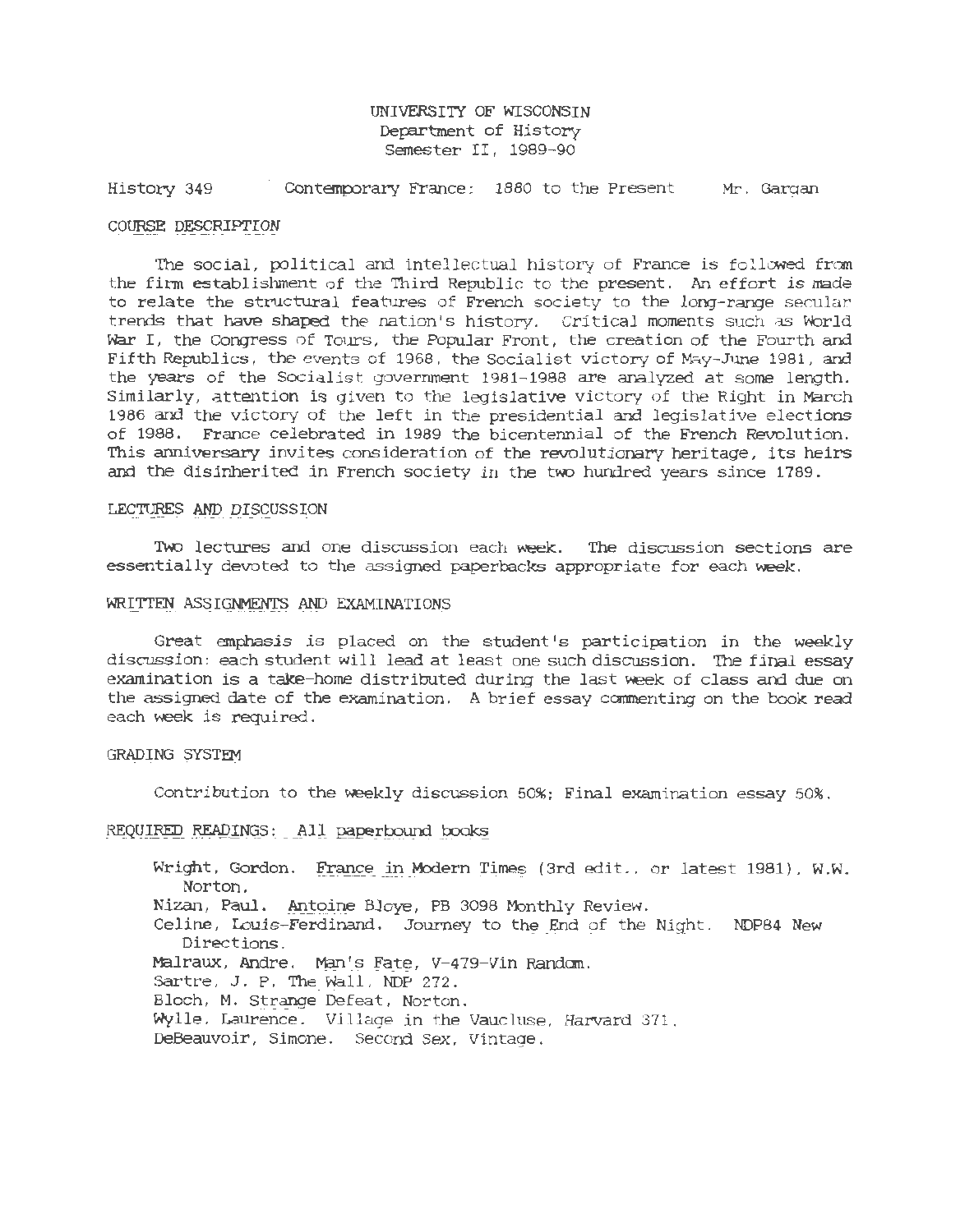UNIVERSITY OF WISCONSIN
Department of History
Semester II, 1989-90

History 349 Contemporary France: 1880 to the Present Mr. Gargan

## COURSE DESCRIPTION

The social, political and intellectual history of France is followed from the firm establishment of the Third Republic to the present. An effort is made to relate the structural features of French society to the long-range secular trends that have shaped the nation's history. Critical moments such as World War I, the Congress of Tours, the Popular Front, the creation of the Fourth and Fifth Republics, the events of 1968, the Socialist victory of May-June 1981, and the years of the Socialist government 1981-1988 are analyzed at some length. Similarly, attention is given to the legislative victory of the Right in March 1986 and the victory of the left in the presidential and legislative elections of 1988. France celebrated in 1989 the bicentennial of the French Revolution. This anniversary invites consideration of the revolutionary heritage, its heirs and the disinherited in French society in the two hundred years since 1789.

## LECTURES AND DISCUSSION

Two lectures and one discussion each week. The discussion sections are essentially devoted to the assigned paperbacks appropriate for each week.

## WRITTEN ASSIGNMENTS AND EXAMINATIONS

Great emphasis is placed on the student's participation in the weekly discussion: each student will lead at least one such discussion. The final essay examination is a take-home distributed during the last week of class and due on the assigned date of the examination. A brief essay commenting on the book read each week is required.

## GRADING SYSTEM

Contribution to the weekly discussion 50%; Final examination essay 50%.

## REQUIRED READINGS: All paperbound books

- Wright, Gordon. France in Modern Times (3rd edit., or latest 1981), W.W. Norton.
- Nizan, Paul. Antoine Bloye, PB 3098 Monthly Review.
- Celine, Louis-Ferdinand. Journey to the End of the Night. NDP84 New Directions.
- Malraux, Andre. Man's Fate, V-479-Vin Random.
- Sartre, J. P. The Wall, NDP 272.
- Bloch, M. Strange Defeat, Norton.
- Wylie, Laurence. Village in the Vaucluse, Harvard 371.
- DeBeauvoir, Simone. Second Sex, Vintage.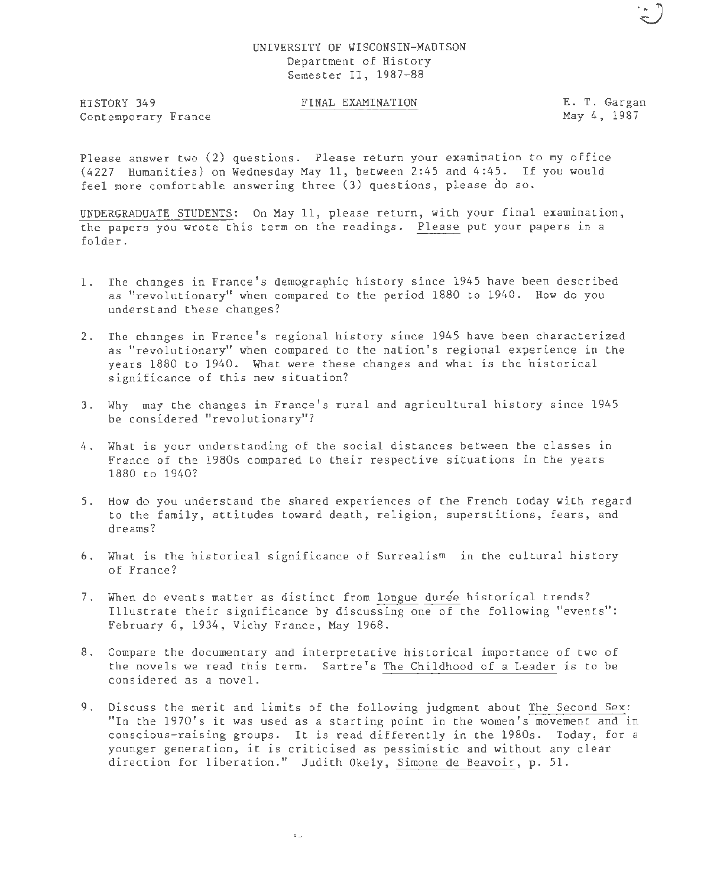UNIVERSITY OF WISCONSIN-MADISON
Department of History
Semester II, 1987-88

HISTORY 349
Contemporary France

FINAL EXAMINATION

E. T. Gargan
May 4, 1987

Please answer two (2) questions. Please return your examination to my office (4227 Humanities) on Wednesday May 11, between 2:45 and 4:45. If you would feel more comfortable answering three (3) questions, please do so.

UNDERGRADUATE STUDENTS: On May 11, please return, with your final examination, the papers you wrote this term on the readings. Please put your papers in a folder.

1. The changes in France's demographic history since 1945 have been described as "revolutionary" when compared to the period 1880 to 1940. How do you understand these changes?

2. The changes in France's regional history since 1945 have been characterized as "revolutionary" when compared to the nation's regional experience in the years 1880 to 1940. What were these changes and what is the historical significance of this new situation?

3. Why may the changes in France's rural and agricultural history since 1945 be considered "revolutionary"?

4. What is your understanding of the social distances between the classes in France of the 1980s compared to their respective situations in the years 1880 to 1940?

5. How do you understand the shared experiences of the French today with regard to the family, attitudes toward death, religion, superstitions, fears, and dreams?

6. What is the historical significance of Surrealism in the cultural history of France?

7. When do events matter as distinct from *longue durée* historical trends? Illustrate their significance by discussing one of the following "events": February 6, 1934, Vichy France, May 1968.

8. Compare the documentary and interpretative historical importance of two of the novels we read this term. Sartre's *The Childhood of a Leader* is to be considered as a novel.

9. Discuss the merit and limits of the following judgment about *The Second Sex*: "In the 1970's it was used as a starting point in the women's movement and in conscious-raising groups. It is read differently in the 1980s. Today, for a younger generation, it is criticised as pessimistic and without any clear direction for liberation." Judith Okely, *Simone de Beavoir*, p. 51.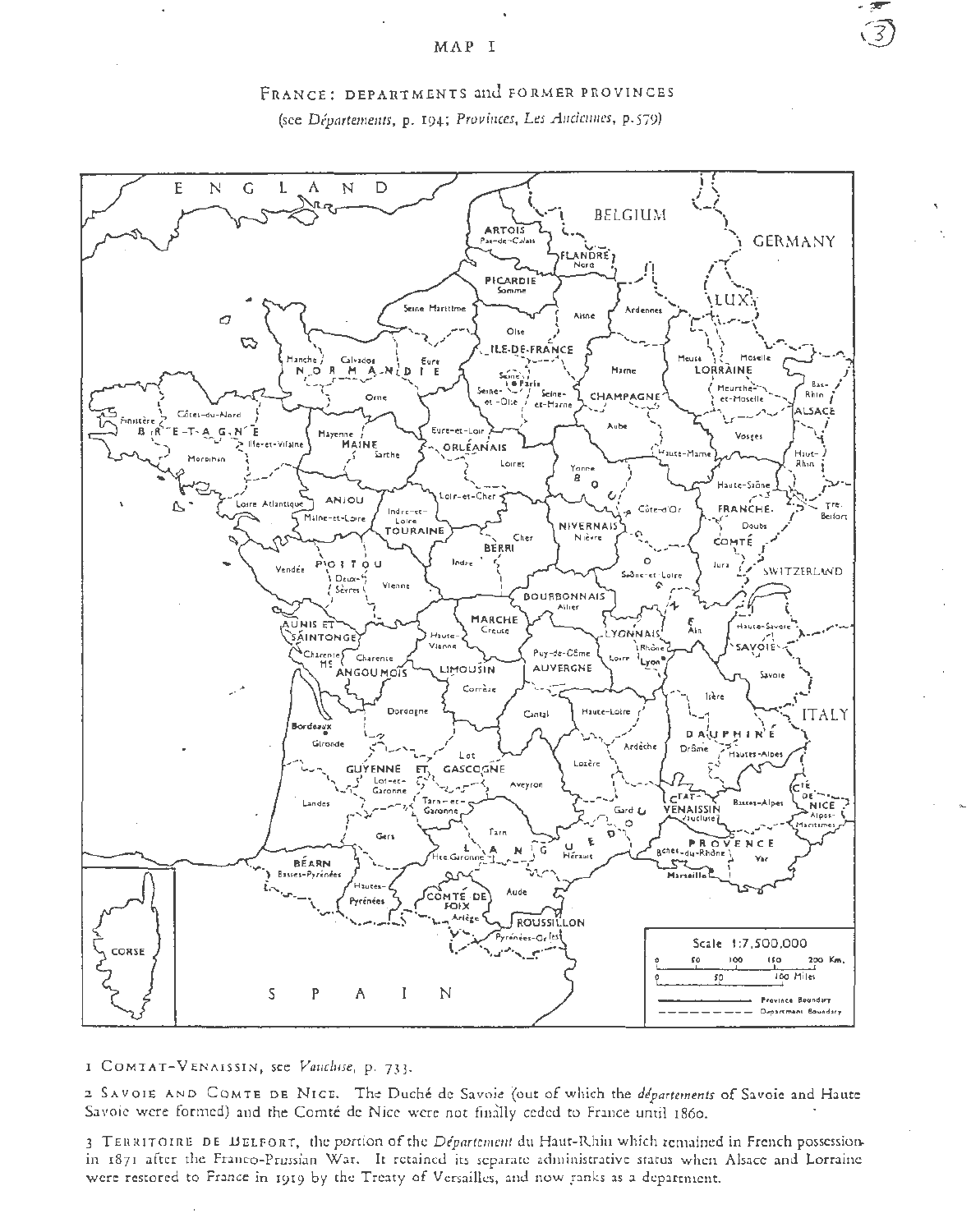# MAP I

## France: departments and former provinces

(see *Départements*, p. 194; *Provinces, Les Anciennes*, p. 579)

1 Comtat-Venaissin, see *Vaucluse*, p. 733.

2 Savoie and Comte de Nice. The Duché de Savoie (out of which the *départements* of Savoie and Haute Savoie were formed) and the Comté de Nice were not finally ceded to France until 1860.

3 Territoire de Belfort, the portion of the *Département* du Haut-Rhin which remained in French possession in 1871 after the Franco-Prussian War. It retained its separate administrative status when Alsace and Lorraine were restored to France in 1919 by the Treaty of Versailles, and now ranks as a department.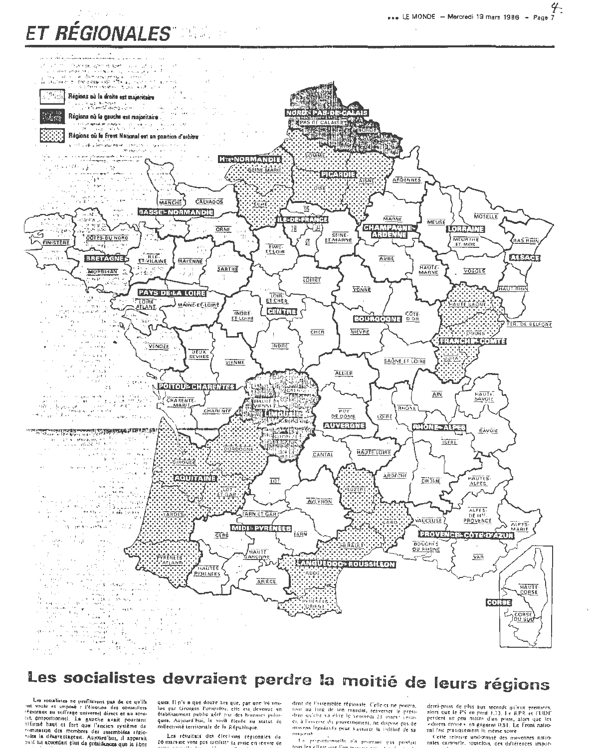# ET RÉGIONALES

Régions où la droite est majoritaire

Régions où la gauche est majoritaire

Régions où le Front National est en position d'arbitre

NORD-PAS-DE-CALAIS · PAS DE CALAIS · NORD · SOMME · PICARDIE · AISNE · OISE · Hte-NORMANDIE · SEINE-MARIT. · EURE · ARDENNES · MANCHE · CALVADOS · BASSE-NORMANDIE · ILE-DE-FRANCE · 95 · 78 · 91 · SEINE-ET-MARNE · MARNE · CHAMPAGNE-ARDENNE · MEUSE · MOSELLE · LORRAINE · MEURTHE ET-MOS. · BAS-RHIN · ALSACE · CÔTES-DU-NORD · FINISTÈRE · ORNE · BRETAGNE · ILLE-ET-VILAINE · MAYENNE · SARTHE · EURE-ET-LOIR · AUBE · HAUTE-MARNE · VOSGES · MORBIHAN · LOIRET · YONNE · HAUT-RHIN · PAYS DE LA LOIRE · LOIRE ATLANT. · MAINE-ET-LOIRE · LOIR-ET-CHER · INDRE-ET-LOIRE · CENTRE · CÔTE-D'OR · HAUTE-SAÔNE · BOURGOGNE · TER. DE BELFORT · CHER · NIÈVRE · DOUBS · FRANCHE-COMTÉ · VENDÉE · DEUX-SÈVRES · VIENNE · INDRE · SAÔNE ET LOIRE · JURA · ALLIER · POITOU-CHARENTES · CREUSE · HAUTE-VIENNE · CHARENTE-MARIT. · CHARENTE · LIMOUSIN · PUY DE DÔME · AIN · HAUTE-SAVOIE · LOIRE · RHÔNE · AUVERGNE · CORRÈZE · RHÔNE-ALPES · SAVOIE · ISÈRE · DORDOGNE · CANTAL · HAUTE-LOIRE · GIRONDE · AQUITAINE · LOT · LOZÈRE · ARDÈCHE · DRÔME · HAUTES-ALPES · LOT-ET-GAR. · AVEYRON · TARN-ET-GAR. · GARD · VAUCLUSE · ALPES-DE-HTE-PROVENCE · ALPES-MARIT. · LANDES · MIDI-PYRÉNÉES · TARN · HÉRAULT · PROVENCE-CÔTE-D'AZUR · GERS · BOUCHES DU RHÔNE · VAR · HAUTE-GARONNE · PYRÉNÉES-ATLANT. · LANGUEDOC-ROUSSILLON · HAUTES-PYRÉNÉES · AUDE · ARIÈGE · PYRÉNÉES-ORIENT. · HAUTE-CORSE · CORSE · CORSE-DU-SUD

# Les socialistes devraient perdre la moitié de leurs régions

Les socialistes ne profiteront pas de ce qu'ils ont voulu et imposé : l'élection des conseillers régionaux au suffrage universel direct et au scrutin proportionnel. La gauche avait pourtant affirmé haut et fort que l'ancien système de désignation des membres des assemblées régionales la désavantageait. Aujourd'hui, il apparaît qu'il lui accordait plus de présidences que le libre

ques. Il n'y a que douze ans que, par une loi voulue par Georges Pompidou, elle est devenue un établissement public géré par des hommes politiques. Aujourd'hui, la voilà élevée au statut de collectivité territoriale de la République.

Les résultats des élections régionales du 16 mars ne vont pas faciliter la mise en œuvre de

dent de l'assemblée régionale. Celle-ci ne pourra, tout au long de son mandat, renverser le président qu'elle va élire le vendredi 21 mars. Celui-ci, à l'inverse du gouvernement, ne dispose pas de moyens législatifs pour s'assurer la fidélité de sa majorité.

La proportionnelle n'a pourtant pas produit tous les effets que l'on ...

demi-point de plus aux seconds qu'aux premiers, alors que le PS en perd 1,73. Le RPR et l'UDF perdent un peu moins d'un point, alors que les « divers droite » en gagnent 0,81. Le Front national fait pratiquement le même score.

Cette relative uniformité des moyennes nationales camoufle, toutefois, des différences impor-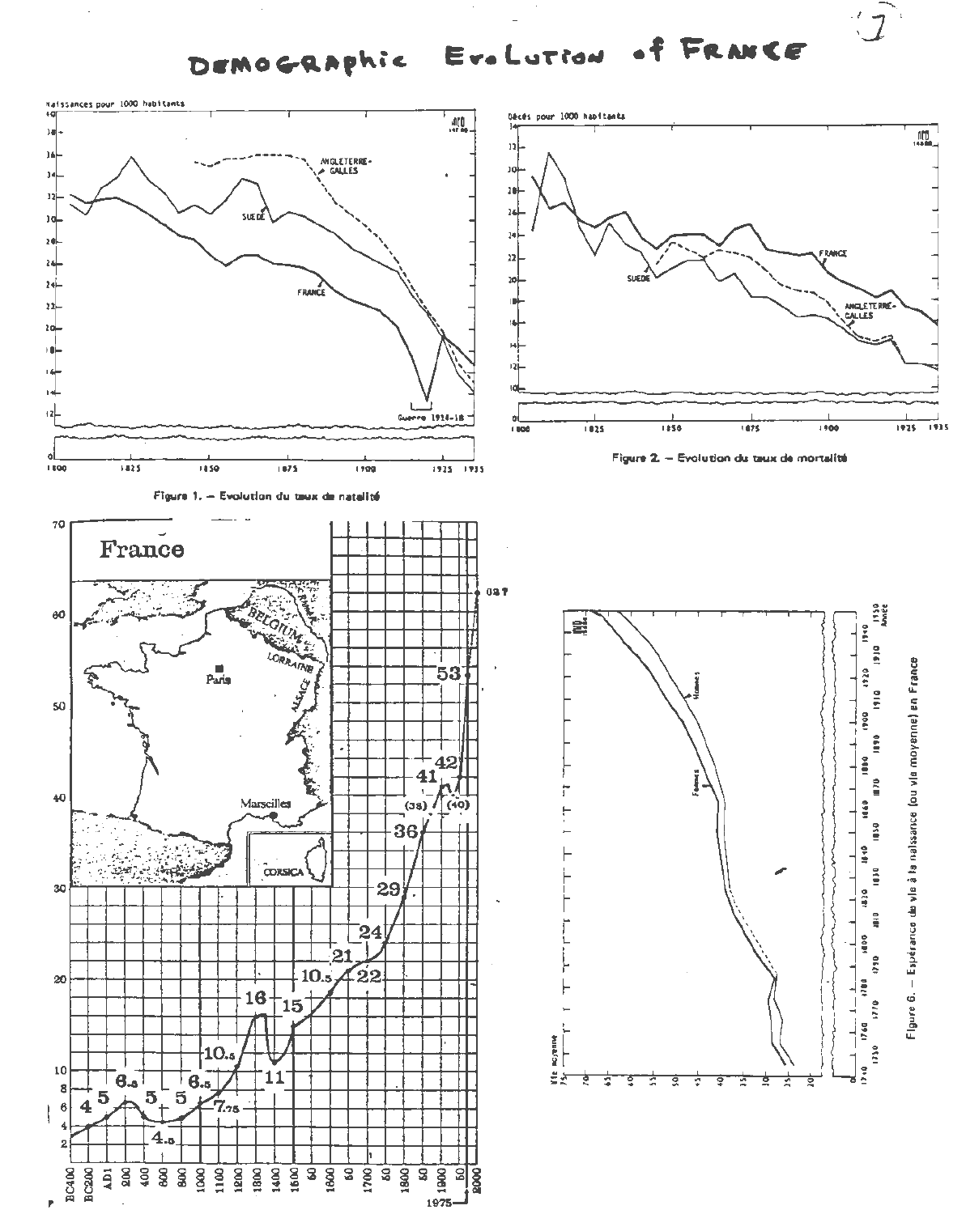# DEMOGRAPHIC EVOLUTION of FRANCE

Figure 1. – Evolution du taux de natalité

Figure 2. – Evolution du taux de mortalité

Figure 6. – Espérance de vie à la naissance (ou vie moyenne) en France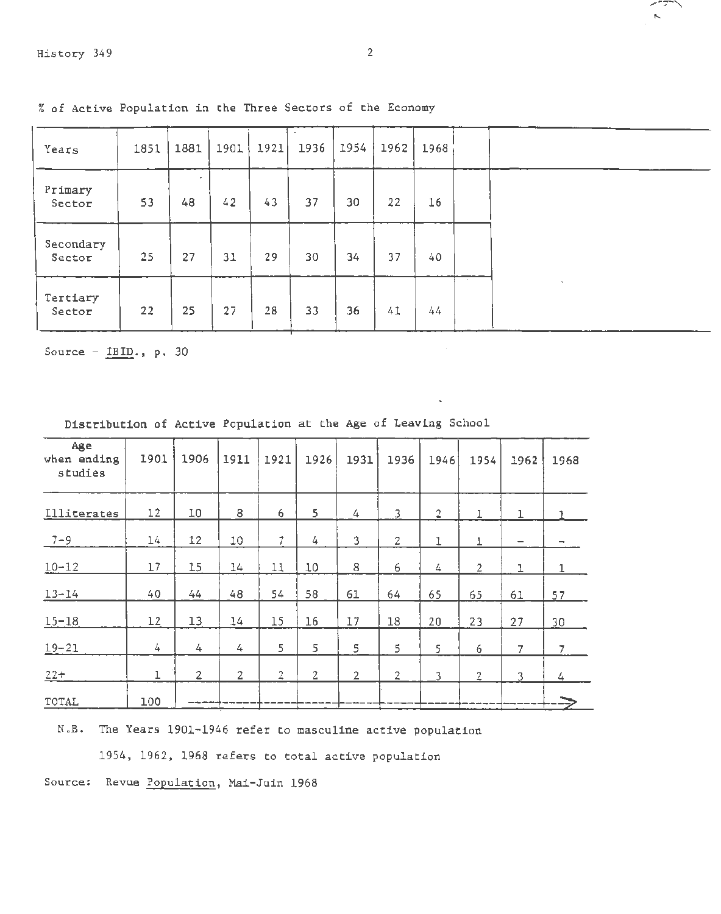% of Active Population in the Three Sectors of the Economy

| Years | 1851 | 1881 | 1901 | 1921 | 1936 | 1954 | 1962 | 1968 |
|---|---|---|---|---|---|---|---|---|
| Primary Sector | 53 | 48 | 42 | 43 | 37 | 30 | 22 | 16 |
| Secondary Sector | 25 | 27 | 31 | 29 | 30 | 34 | 37 | 40 |
| Tertiary Sector | 22 | 25 | 27 | 28 | 33 | 36 | 41 | 44 |

Source - IBID., p. 30

Distribution of Active Population at the Age of Leaving School

| Age when ending studies | 1901 | 1906 | 1911 | 1921 | 1926 | 1931 | 1936 | 1946 | 1954 | 1962 | 1968 |
|---|---|---|---|---|---|---|---|---|---|---|---|
| Illiterates | 12 | 10 | 8 | 6 | 5 | 4 | 3 | 2 | 1 | 1 | 1 |
| 7-9 | 14 | 12 | 10 | 7 | 4 | 3 | 2 | 1 | 1 | - | - |
| 10-12 | 17 | 15 | 14 | 11 | 10 | 8 | 6 | 4 | 2 | 1 | 1 |
| 13-14 | 40 | 44 | 48 | 54 | 58 | 61 | 64 | 65 | 65 | 61 | 57 |
| 15-18 | 12 | 13 | 14 | 15 | 16 | 17 | 18 | 20 | 23 | 27 | 30 |
| 19-21 | 4 | 4 | 4 | 5 | 5 | 5 | 5 | 5 | 6 | 7 | 7 |
| 22+ | 1 | 2 | 2 | 2 | 2 | 2 | 2 | 3 | 2 | 3 | 4 |
| TOTAL | 100 | → | | | | | | | | | |

N.B. The Years 1901-1946 refer to masculine active population

1954, 1962, 1968 refers to total active population

Source: Revue Population, Mai-Juin 1968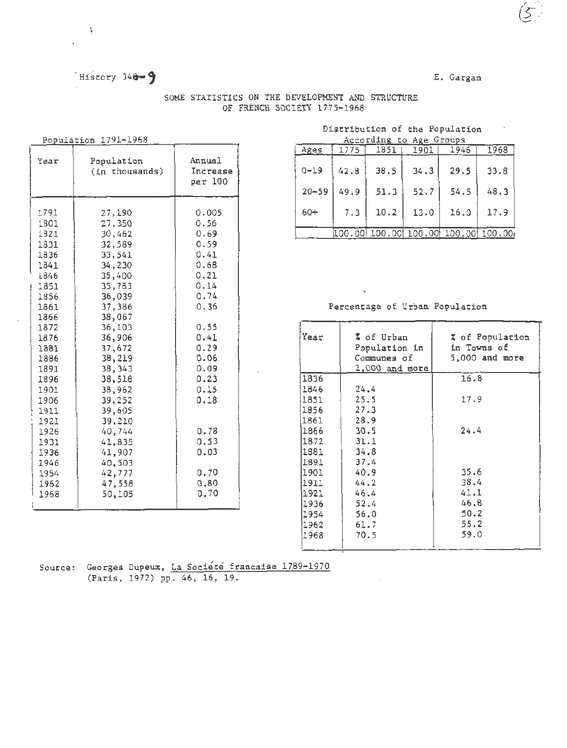History 348-9 E. Gargan

## SOME STATISTICS ON THE DEVELOPMENT AND STRUCTURE OF FRENCH SOCIETY 1775-1968

### Population 1791-1968

| Year | Population (in thousands) | Annual Increase per 100 |
|---|---|---|
| 1791 | 27,190 | 0.005 |
| 1801 | 27,350 | 0.56 |
| 1821 | 30,462 | 0.69 |
| 1831 | 32,589 | 0.59 |
| 1836 | 33,541 | 0.41 |
| 1841 | 34,230 | 0.68 |
| 1846 | 35,400 | 0.21 |
| 1851 | 35,783 | 0.14 |
| 1856 | 36,039 | 0.74 |
| 1861 | 37,386 | 0.36 |
| 1866 | 38,067 | |
| 1872 | 36,103 | 0.55 |
| 1876 | 36,906 | 0.41 |
| 1881 | 37,672 | 0.29 |
| 1886 | 38,219 | 0.06 |
| 1891 | 38,343 | 0.09 |
| 1896 | 38,518 | 0.23 |
| 1901 | 38,962 | 0.15 |
| 1906 | 39,252 | 0.18 |
| 1911 | 39,605 | |
| 1921 | 39,210 | |
| 1926 | 40,744 | 0.78 |
| 1931 | 41,835 | 0.53 |
| 1936 | 41,907 | 0.03 |
| 1946 | 40,503 | |
| 1954 | 42,777 | 0.70 |
| 1962 | 47,558 | 0.80 |
| 1968 | 50,105 | 0.70 |

### Distribution of the Population According to Age Groups

| Ages | 1775 | 1851 | 1901 | 1946 | 1968 |
|---|---|---|---|---|---|
| 0-19 | 42.8 | 38.5 | 34.3 | 29.5 | 33.8 |
| 20-59 | 49.9 | 51.3 | 52.7 | 54.5 | 48.3 |
| 60+ | 7.3 | 10.2 | 13.0 | 16.0 | 17.9 |
| | 100.00 | 100.00 | 100.00 | 100.00 | 100.00 |

### Percentage of Urban Population

| Year | % of Urban Population in Communes of 2,000 and more | % of Population in Towns of 5,000 and more |
|---|---|---|
| 1836 | | 16.8 |
| 1846 | 24.4 | |
| 1851 | 25.5 | 17.9 |
| 1856 | 27.3 | |
| 1861 | 28.9 | |
| 1866 | 30.5 | 24.4 |
| 1872 | 31.1 | |
| 1881 | 34.8 | |
| 1891 | 37.4 | |
| 1901 | 40.9 | 35.6 |
| 1911 | 44.2 | 38.4 |
| 1921 | 46.4 | 41.1 |
| 1936 | 52.4 | 46.8 |
| 1954 | 56.0 | 50.2 |
| 1962 | 61.7 | 55.2 |
| 1968 | 70.5 | 59.0 |

Source: Georges Dupeux, La Société française 1789-1970 (Paris, 1972) pp. 46, 16, 19.